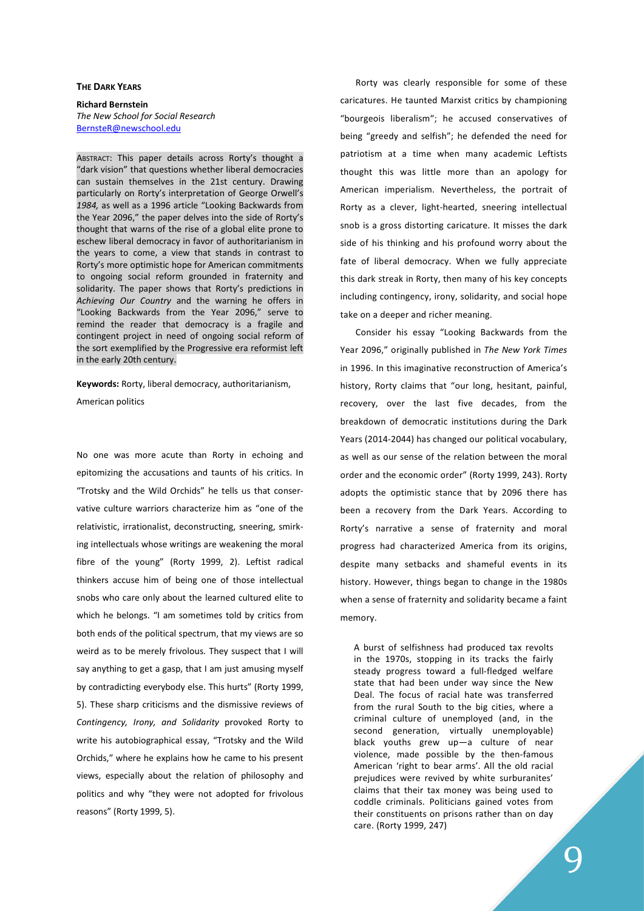# The Dark Years

**Richard Bernstein**
*The New School for Social Research*
BernsteR@newschool.edu

Abstract: This paper details across Rorty's thought a "dark vision" that questions whether liberal democracies can sustain themselves in the 21st century. Drawing particularly on Rorty's interpretation of George Orwell's *1984,* as well as a 1996 article "Looking Backwards from the Year 2096," the paper delves into the side of Rorty's thought that warns of the rise of a global elite prone to eschew liberal democracy in favor of authoritarianism in the years to come, a view that stands in contrast to Rorty's more optimistic hope for American commitments to ongoing social reform grounded in fraternity and solidarity. The paper shows that Rorty's predictions in *Achieving Our Country* and the warning he offers in "Looking Backwards from the Year 2096," serve to remind the reader that democracy is a fragile and contingent project in need of ongoing social reform of the sort exemplified by the Progressive era reformist left in the early 20th century.

**Keywords:** Rorty, liberal democracy, authoritarianism, American politics

No one was more acute than Rorty in echoing and epitomizing the accusations and taunts of his critics. In "Trotsky and the Wild Orchids" he tells us that conservative culture warriors characterize him as "one of the relativistic, irrationalist, deconstructing, sneering, smirking intellectuals whose writings are weakening the moral fibre of the young" (Rorty 1999, 2). Leftist radical thinkers accuse him of being one of those intellectual snobs who care only about the learned cultured elite to which he belongs. "I am sometimes told by critics from both ends of the political spectrum, that my views are so weird as to be merely frivolous. They suspect that I will say anything to get a gasp, that I am just amusing myself by contradicting everybody else. This hurts" (Rorty 1999, 5). These sharp criticisms and the dismissive reviews of *Contingency, Irony, and Solidarity* provoked Rorty to write his autobiographical essay, "Trotsky and the Wild Orchids," where he explains how he came to his present views, especially about the relation of philosophy and politics and why "they were not adopted for frivolous reasons" (Rorty 1999, 5).

Rorty was clearly responsible for some of these caricatures. He taunted Marxist critics by championing "bourgeois liberalism"; he accused conservatives of being "greedy and selfish"; he defended the need for patriotism at a time when many academic Leftists thought this was little more than an apology for American imperialism. Nevertheless, the portrait of Rorty as a clever, light-hearted, sneering intellectual snob is a gross distorting caricature. It misses the dark side of his thinking and his profound worry about the fate of liberal democracy. When we fully appreciate this dark streak in Rorty, then many of his key concepts including contingency, irony, solidarity, and social hope take on a deeper and richer meaning.

Consider his essay "Looking Backwards from the Year 2096," originally published in *The New York Times* in 1996. In this imaginative reconstruction of America's history, Rorty claims that "our long, hesitant, painful, recovery, over the last five decades, from the breakdown of democratic institutions during the Dark Years (2014-2044) has changed our political vocabulary, as well as our sense of the relation between the moral order and the economic order" (Rorty 1999, 243). Rorty adopts the optimistic stance that by 2096 there has been a recovery from the Dark Years. According to Rorty's narrative a sense of fraternity and moral progress had characterized America from its origins, despite many setbacks and shameful events in its history. However, things began to change in the 1980s when a sense of fraternity and solidarity became a faint memory.

> A burst of selfishness had produced tax revolts in the 1970s, stopping in its tracks the fairly steady progress toward a full-fledged welfare state that had been under way since the New Deal. The focus of racial hate was transferred from the rural South to the big cities, where a criminal culture of unemployed (and, in the second generation, virtually unemployable) black youths grew up—a culture of near violence, made possible by the then-famous American 'right to bear arms'. All the old racial prejudices were revived by white surburanites' claims that their tax money was being used to coddle criminals. Politicians gained votes from their constituents on prisons rather than on day care. (Rorty 1999, 247)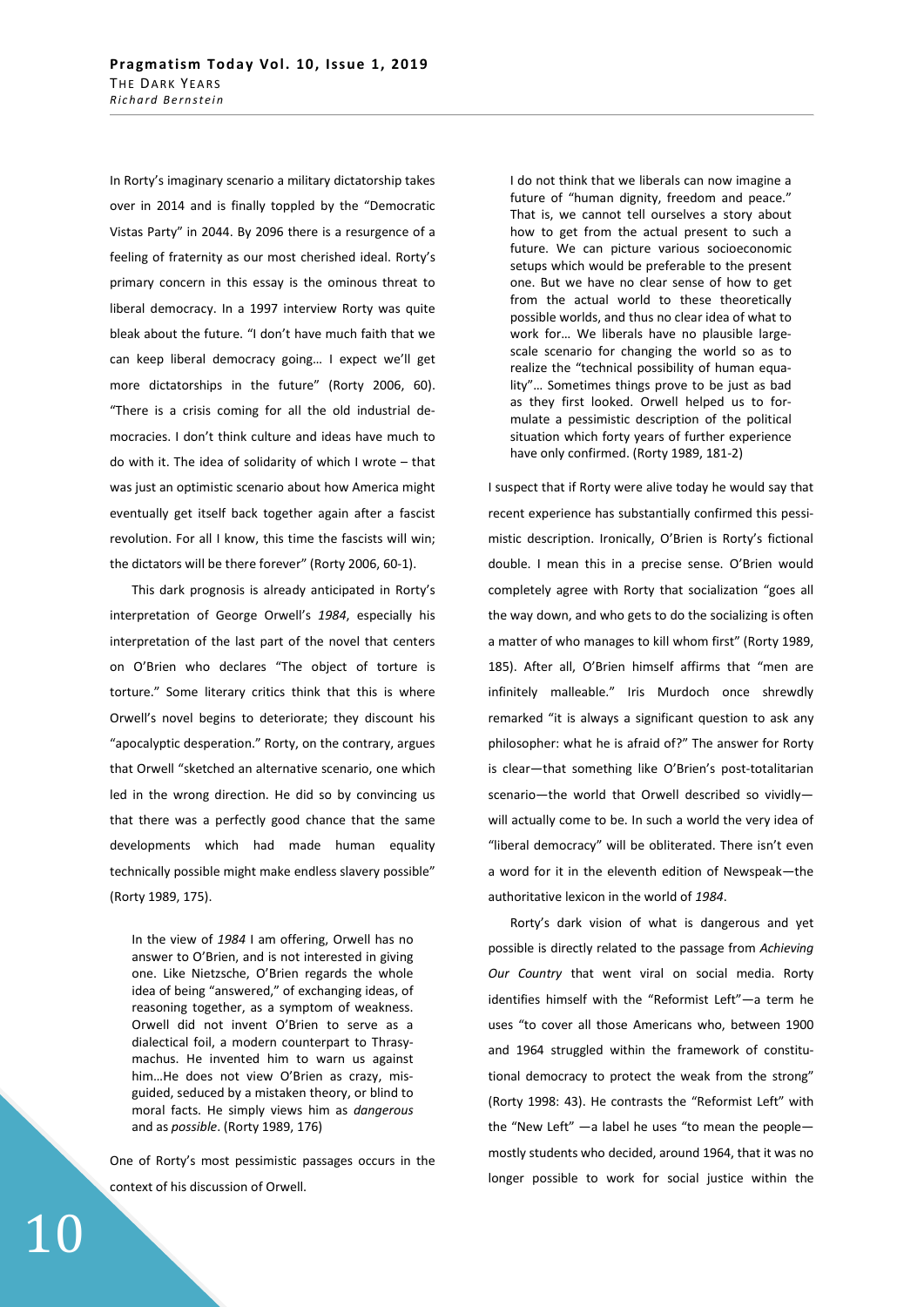In Rorty's imaginary scenario a military dictatorship takes over in 2014 and is finally toppled by the "Democratic Vistas Party" in 2044. By 2096 there is a resurgence of a feeling of fraternity as our most cherished ideal. Rorty's primary concern in this essay is the ominous threat to liberal democracy. In a 1997 interview Rorty was quite bleak about the future. "I don't have much faith that we can keep liberal democracy going… I expect we'll get more dictatorships in the future" (Rorty 2006, 60). "There is a crisis coming for all the old industrial democracies. I don't think culture and ideas have much to do with it. The idea of solidarity of which I wrote – that was just an optimistic scenario about how America might eventually get itself back together again after a fascist revolution. For all I know, this time the fascists will win; the dictators will be there forever" (Rorty 2006, 60-1).

This dark prognosis is already anticipated in Rorty's interpretation of George Orwell's *1984*, especially his interpretation of the last part of the novel that centers on O'Brien who declares "The object of torture is torture." Some literary critics think that this is where Orwell's novel begins to deteriorate; they discount his "apocalyptic desperation." Rorty, on the contrary, argues that Orwell "sketched an alternative scenario, one which led in the wrong direction. He did so by convincing us that there was a perfectly good chance that the same developments which had made human equality technically possible might make endless slavery possible" (Rorty 1989, 175).

> In the view of *1984* I am offering, Orwell has no answer to O'Brien, and is not interested in giving one. Like Nietzsche, O'Brien regards the whole idea of being "answered," of exchanging ideas, of reasoning together, as a symptom of weakness. Orwell did not invent O'Brien to serve as a dialectical foil, a modern counterpart to Thrasymachus. He invented him to warn us against him…He does not view O'Brien as crazy, misguided, seduced by a mistaken theory, or blind to moral facts. He simply views him as *dangerous* and as *possible*. (Rorty 1989, 176)

One of Rorty's most pessimistic passages occurs in the context of his discussion of Orwell.

> I do not think that we liberals can now imagine a future of "human dignity, freedom and peace." That is, we cannot tell ourselves a story about how to get from the actual present to such a future. We can picture various socioeconomic setups which would be preferable to the present one. But we have no clear sense of how to get from the actual world to these theoretically possible worlds, and thus no clear idea of what to work for… We liberals have no plausible large-scale scenario for changing the world so as to realize the "technical possibility of human equality"… Sometimes things prove to be just as bad as they first looked. Orwell helped us to formulate a pessimistic description of the political situation which forty years of further experience have only confirmed. (Rorty 1989, 181-2)

I suspect that if Rorty were alive today he would say that recent experience has substantially confirmed this pessimistic description. Ironically, O'Brien is Rorty's fictional double. I mean this in a precise sense. O'Brien would completely agree with Rorty that socialization "goes all the way down, and who gets to do the socializing is often a matter of who manages to kill whom first" (Rorty 1989, 185). After all, O'Brien himself affirms that "men are infinitely malleable." Iris Murdoch once shrewdly remarked "it is always a significant question to ask any philosopher: what he is afraid of?" The answer for Rorty is clear—that something like O'Brien's post-totalitarian scenario—the world that Orwell described so vividly—will actually come to be. In such a world the very idea of "liberal democracy" will be obliterated. There isn't even a word for it in the eleventh edition of Newspeak—the authoritative lexicon in the world of *1984*.

Rorty's dark vision of what is dangerous and yet possible is directly related to the passage from *Achieving Our Country* that went viral on social media. Rorty identifies himself with the "Reformist Left"—a term he uses "to cover all those Americans who, between 1900 and 1964 struggled within the framework of constitutional democracy to protect the weak from the strong" (Rorty 1998: 43). He contrasts the "Reformist Left" with the "New Left" —a label he uses "to mean the people—mostly students who decided, around 1964, that it was no longer possible to work for social justice within the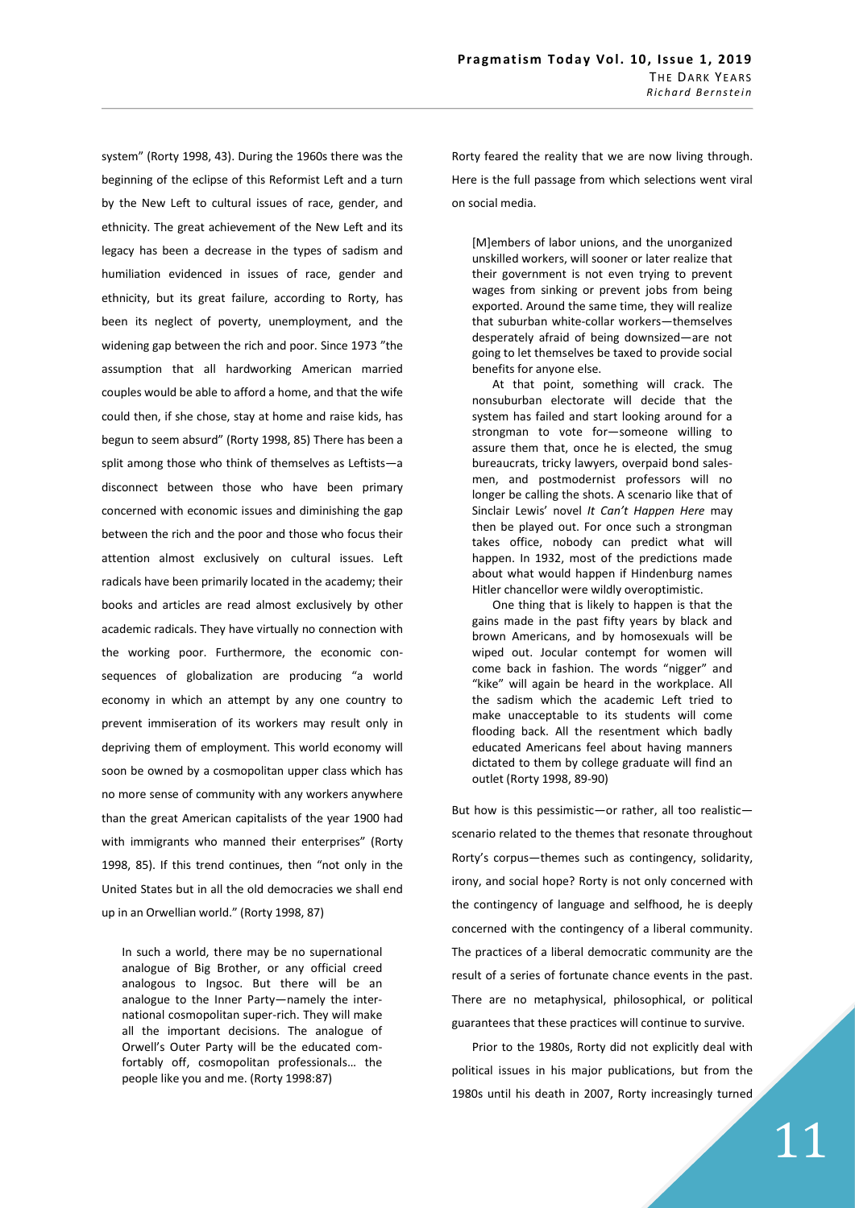system" (Rorty 1998, 43). During the 1960s there was the beginning of the eclipse of this Reformist Left and a turn by the New Left to cultural issues of race, gender, and ethnicity. The great achievement of the New Left and its legacy has been a decrease in the types of sadism and humiliation evidenced in issues of race, gender and ethnicity, but its great failure, according to Rorty, has been its neglect of poverty, unemployment, and the widening gap between the rich and poor. Since 1973 "the assumption that all hardworking American married couples would be able to afford a home, and that the wife could then, if she chose, stay at home and raise kids, has begun to seem absurd" (Rorty 1998, 85) There has been a split among those who think of themselves as Leftists—a disconnect between those who have been primary concerned with economic issues and diminishing the gap between the rich and the poor and those who focus their attention almost exclusively on cultural issues. Left radicals have been primarily located in the academy; their books and articles are read almost exclusively by other academic radicals. They have virtually no connection with the working poor. Furthermore, the economic consequences of globalization are producing "a world economy in which an attempt by any one country to prevent immiseration of its workers may result only in depriving them of employment. This world economy will soon be owned by a cosmopolitan upper class which has no more sense of community with any workers anywhere than the great American capitalists of the year 1900 had with immigrants who manned their enterprises" (Rorty 1998, 85). If this trend continues, then "not only in the United States but in all the old democracies we shall end up in an Orwellian world." (Rorty 1998, 87)

> In such a world, there may be no supernational analogue of Big Brother, or any official creed analogous to Ingsoc. But there will be an analogue to the Inner Party—namely the international cosmopolitan super-rich. They will make all the important decisions. The analogue of Orwell's Outer Party will be the educated comfortably off, cosmopolitan professionals… the people like you and me. (Rorty 1998:87)

Rorty feared the reality that we are now living through. Here is the full passage from which selections went viral on social media.

> [M]embers of labor unions, and the unorganized unskilled workers, will sooner or later realize that their government is not even trying to prevent wages from sinking or prevent jobs from being exported. Around the same time, they will realize that suburban white-collar workers—themselves desperately afraid of being downsized—are not going to let themselves be taxed to provide social benefits for anyone else.
>
> At that point, something will crack. The nonsuburban electorate will decide that the system has failed and start looking around for a strongman to vote for—someone willing to assure them that, once he is elected, the smug bureaucrats, tricky lawyers, overpaid bond salesmen, and postmodernist professors will no longer be calling the shots. A scenario like that of Sinclair Lewis' novel *It Can't Happen Here* may then be played out. For once such a strongman takes office, nobody can predict what will happen. In 1932, most of the predictions made about what would happen if Hindenburg names Hitler chancellor were wildly overoptimistic.
>
> One thing that is likely to happen is that the gains made in the past fifty years by black and brown Americans, and by homosexuals will be wiped out. Jocular contempt for women will come back in fashion. The words "nigger" and "kike" will again be heard in the workplace. All the sadism which the academic Left tried to make unacceptable to its students will come flooding back. All the resentment which badly educated Americans feel about having manners dictated to them by college graduate will find an outlet (Rorty 1998, 89-90)

But how is this pessimistic—or rather, all too realistic—scenario related to the themes that resonate throughout Rorty's corpus—themes such as contingency, solidarity, irony, and social hope? Rorty is not only concerned with the contingency of language and selfhood, he is deeply concerned with the contingency of a liberal community. The practices of a liberal democratic community are the result of a series of fortunate chance events in the past. There are no metaphysical, philosophical, or political guarantees that these practices will continue to survive.

Prior to the 1980s, Rorty did not explicitly deal with political issues in his major publications, but from the 1980s until his death in 2007, Rorty increasingly turned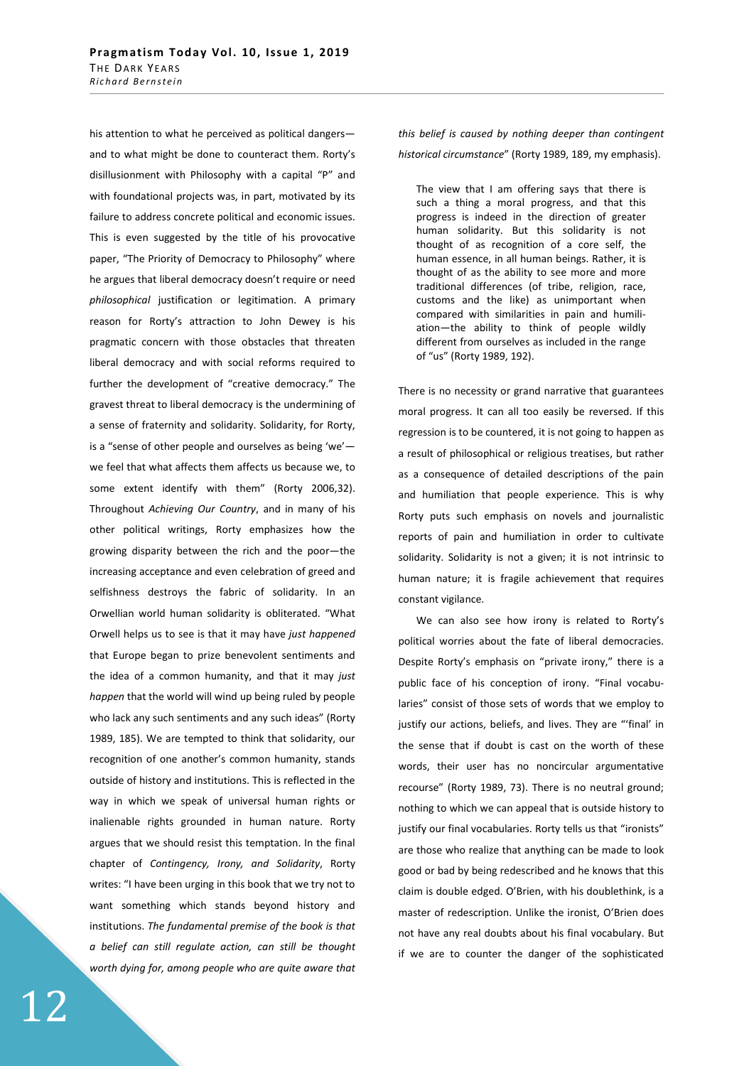his attention to what he perceived as political dangers—and to what might be done to counteract them. Rorty's disillusionment with Philosophy with a capital "P" and with foundational projects was, in part, motivated by its failure to address concrete political and economic issues. This is even suggested by the title of his provocative paper, "The Priority of Democracy to Philosophy" where he argues that liberal democracy doesn't require or need *philosophical* justification or legitimation. A primary reason for Rorty's attraction to John Dewey is his pragmatic concern with those obstacles that threaten liberal democracy and with social reforms required to further the development of "creative democracy." The gravest threat to liberal democracy is the undermining of a sense of fraternity and solidarity. Solidarity, for Rorty, is a "sense of other people and ourselves as being 'we'—we feel that what affects them affects us because we, to some extent identify with them" (Rorty 2006,32). Throughout *Achieving Our Country*, and in many of his other political writings, Rorty emphasizes how the growing disparity between the rich and the poor—the increasing acceptance and even celebration of greed and selfishness destroys the fabric of solidarity. In an Orwellian world human solidarity is obliterated. "What Orwell helps us to see is that it may have *just happened* that Europe began to prize benevolent sentiments and the idea of a common humanity, and that it may *just happen* that the world will wind up being ruled by people who lack any such sentiments and any such ideas" (Rorty 1989, 185). We are tempted to think that solidarity, our recognition of one another's common humanity, stands outside of history and institutions. This is reflected in the way in which we speak of universal human rights or inalienable rights grounded in human nature. Rorty argues that we should resist this temptation. In the final chapter of *Contingency, Irony, and Solidarity*, Rorty writes: "I have been urging in this book that we try not to want something which stands beyond history and institutions. *The fundamental premise of the book is that a belief can still regulate action, can still be thought worth dying for, among people who are quite aware that this belief is caused by nothing deeper than contingent historical circumstance*" (Rorty 1989, 189, my emphasis).

> The view that I am offering says that there is such a thing a moral progress, and that this progress is indeed in the direction of greater human solidarity. But this solidarity is not thought of as recognition of a core self, the human essence, in all human beings. Rather, it is thought of as the ability to see more and more traditional differences (of tribe, religion, race, customs and the like) as unimportant when compared with similarities in pain and humiliation—the ability to think of people wildly different from ourselves as included in the range of "us" (Rorty 1989, 192).

There is no necessity or grand narrative that guarantees moral progress. It can all too easily be reversed. If this regression is to be countered, it is not going to happen as a result of philosophical or religious treatises, but rather as a consequence of detailed descriptions of the pain and humiliation that people experience. This is why Rorty puts such emphasis on novels and journalistic reports of pain and humiliation in order to cultivate solidarity. Solidarity is not a given; it is not intrinsic to human nature; it is fragile achievement that requires constant vigilance.

We can also see how irony is related to Rorty's political worries about the fate of liberal democracies. Despite Rorty's emphasis on "private irony," there is a public face of his conception of irony. "Final vocabularies" consist of those sets of words that we employ to justify our actions, beliefs, and lives. They are "'final' in the sense that if doubt is cast on the worth of these words, their user has no noncircular argumentative recourse" (Rorty 1989, 73). There is no neutral ground; nothing to which we can appeal that is outside history to justify our final vocabularies. Rorty tells us that "ironists" are those who realize that anything can be made to look good or bad by being redescribed and he knows that this claim is double edged. O'Brien, with his doublethink, is a master of redescription. Unlike the ironist, O'Brien does not have any real doubts about his final vocabulary. But if we are to counter the danger of the sophisticated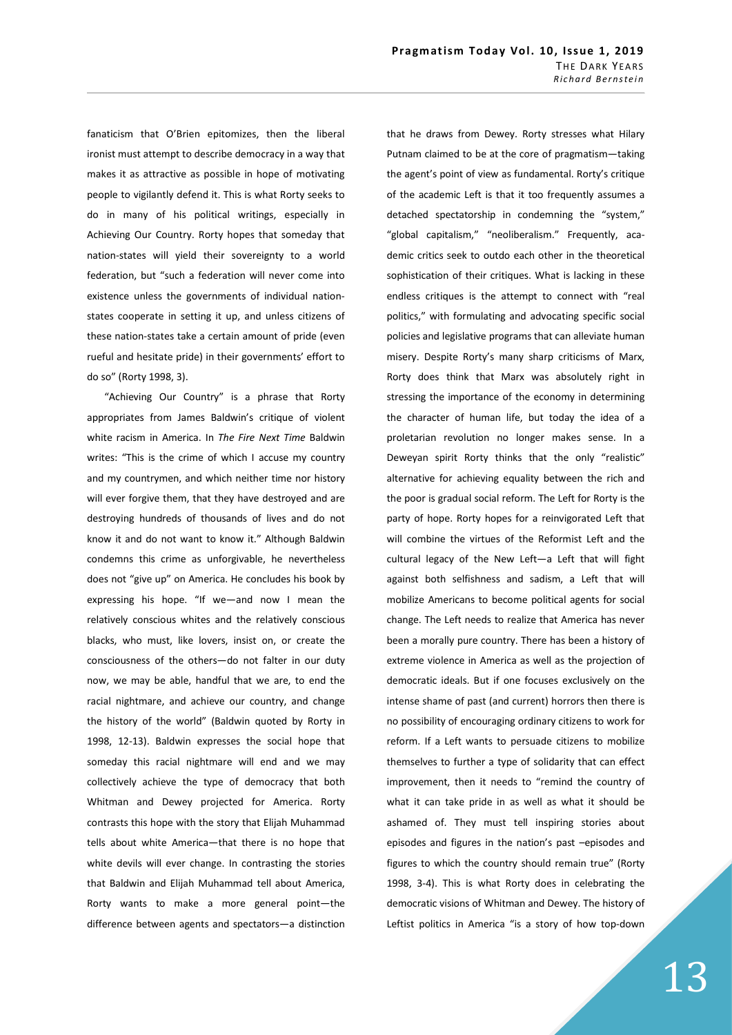fanaticism that O'Brien epitomizes, then the liberal ironist must attempt to describe democracy in a way that makes it as attractive as possible in hope of motivating people to vigilantly defend it. This is what Rorty seeks to do in many of his political writings, especially in Achieving Our Country. Rorty hopes that someday that nation-states will yield their sovereignty to a world federation, but "such a federation will never come into existence unless the governments of individual nation-states cooperate in setting it up, and unless citizens of these nation-states take a certain amount of pride (even rueful and hesitate pride) in their governments' effort to do so" (Rorty 1998, 3).

"Achieving Our Country" is a phrase that Rorty appropriates from James Baldwin's critique of violent white racism in America. In *The Fire Next Time* Baldwin writes: "This is the crime of which I accuse my country and my countrymen, and which neither time nor history will ever forgive them, that they have destroyed and are destroying hundreds of thousands of lives and do not know it and do not want to know it." Although Baldwin condemns this crime as unforgivable, he nevertheless does not "give up" on America. He concludes his book by expressing his hope. "If we—and now I mean the relatively conscious whites and the relatively conscious blacks, who must, like lovers, insist on, or create the consciousness of the others—do not falter in our duty now, we may be able, handful that we are, to end the racial nightmare, and achieve our country, and change the history of the world" (Baldwin quoted by Rorty in 1998, 12-13). Baldwin expresses the social hope that someday this racial nightmare will end and we may collectively achieve the type of democracy that both Whitman and Dewey projected for America. Rorty contrasts this hope with the story that Elijah Muhammad tells about white America—that there is no hope that white devils will ever change. In contrasting the stories that Baldwin and Elijah Muhammad tell about America, Rorty wants to make a more general point—the difference between agents and spectators—a distinction that he draws from Dewey. Rorty stresses what Hilary Putnam claimed to be at the core of pragmatism—taking the agent's point of view as fundamental. Rorty's critique of the academic Left is that it too frequently assumes a detached spectatorship in condemning the "system," "global capitalism," "neoliberalism." Frequently, academic critics seek to outdo each other in the theoretical sophistication of their critiques. What is lacking in these endless critiques is the attempt to connect with "real politics," with formulating and advocating specific social policies and legislative programs that can alleviate human misery. Despite Rorty's many sharp criticisms of Marx, Rorty does think that Marx was absolutely right in stressing the importance of the economy in determining the character of human life, but today the idea of a proletarian revolution no longer makes sense. In a Deweyan spirit Rorty thinks that the only "realistic" alternative for achieving equality between the rich and the poor is gradual social reform. The Left for Rorty is the party of hope. Rorty hopes for a reinvigorated Left that will combine the virtues of the Reformist Left and the cultural legacy of the New Left—a Left that will fight against both selfishness and sadism, a Left that will mobilize Americans to become political agents for social change. The Left needs to realize that America has never been a morally pure country. There has been a history of extreme violence in America as well as the projection of democratic ideals. But if one focuses exclusively on the intense shame of past (and current) horrors then there is no possibility of encouraging ordinary citizens to work for reform. If a Left wants to persuade citizens to mobilize themselves to further a type of solidarity that can effect improvement, then it needs to "remind the country of what it can take pride in as well as what it should be ashamed of. They must tell inspiring stories about episodes and figures in the nation's past –episodes and figures to which the country should remain true" (Rorty 1998, 3-4). This is what Rorty does in celebrating the democratic visions of Whitman and Dewey. The history of Leftist politics in America "is a story of how top-down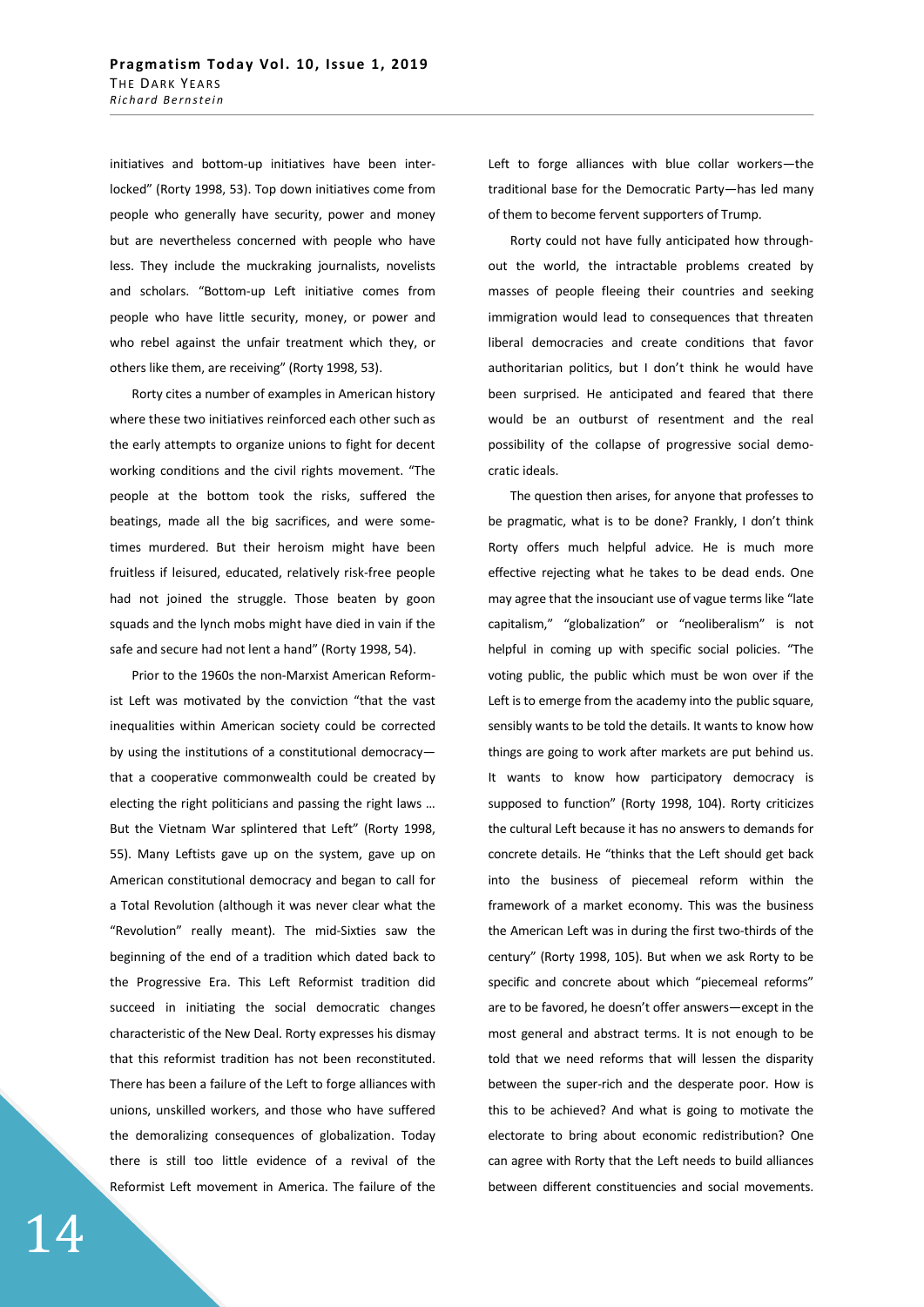initiatives and bottom-up initiatives have been interlocked" (Rorty 1998, 53). Top down initiatives come from people who generally have security, power and money but are nevertheless concerned with people who have less. They include the muckraking journalists, novelists and scholars. "Bottom-up Left initiative comes from people who have little security, money, or power and who rebel against the unfair treatment which they, or others like them, are receiving" (Rorty 1998, 53).

Rorty cites a number of examples in American history where these two initiatives reinforced each other such as the early attempts to organize unions to fight for decent working conditions and the civil rights movement. "The people at the bottom took the risks, suffered the beatings, made all the big sacrifices, and were sometimes murdered. But their heroism might have been fruitless if leisured, educated, relatively risk-free people had not joined the struggle. Those beaten by goon squads and the lynch mobs might have died in vain if the safe and secure had not lent a hand" (Rorty 1998, 54).

Prior to the 1960s the non-Marxist American Reformist Left was motivated by the conviction "that the vast inequalities within American society could be corrected by using the institutions of a constitutional democracy—that a cooperative commonwealth could be created by electing the right politicians and passing the right laws … But the Vietnam War splintered that Left" (Rorty 1998, 55). Many Leftists gave up on the system, gave up on American constitutional democracy and began to call for a Total Revolution (although it was never clear what the "Revolution" really meant). The mid-Sixties saw the beginning of the end of a tradition which dated back to the Progressive Era. This Left Reformist tradition did succeed in initiating the social democratic changes characteristic of the New Deal. Rorty expresses his dismay that this reformist tradition has not been reconstituted. There has been a failure of the Left to forge alliances with unions, unskilled workers, and those who have suffered the demoralizing consequences of globalization. Today there is still too little evidence of a revival of the Reformist Left movement in America. The failure of the Left to forge alliances with blue collar workers—the traditional base for the Democratic Party—has led many of them to become fervent supporters of Trump.

Rorty could not have fully anticipated how throughout the world, the intractable problems created by masses of people fleeing their countries and seeking immigration would lead to consequences that threaten liberal democracies and create conditions that favor authoritarian politics, but I don't think he would have been surprised. He anticipated and feared that there would be an outburst of resentment and the real possibility of the collapse of progressive social democratic ideals.

The question then arises, for anyone that professes to be pragmatic, what is to be done? Frankly, I don't think Rorty offers much helpful advice. He is much more effective rejecting what he takes to be dead ends. One may agree that the insouciant use of vague terms like "late capitalism," "globalization" or "neoliberalism" is not helpful in coming up with specific social policies. "The voting public, the public which must be won over if the Left is to emerge from the academy into the public square, sensibly wants to be told the details. It wants to know how things are going to work after markets are put behind us. It wants to know how participatory democracy is supposed to function" (Rorty 1998, 104). Rorty criticizes the cultural Left because it has no answers to demands for concrete details. He "thinks that the Left should get back into the business of piecemeal reform within the framework of a market economy. This was the business the American Left was in during the first two-thirds of the century" (Rorty 1998, 105). But when we ask Rorty to be specific and concrete about which "piecemeal reforms" are to be favored, he doesn't offer answers—except in the most general and abstract terms. It is not enough to be told that we need reforms that will lessen the disparity between the super-rich and the desperate poor. How is this to be achieved? And what is going to motivate the electorate to bring about economic redistribution? One can agree with Rorty that the Left needs to build alliances between different constituencies and social movements.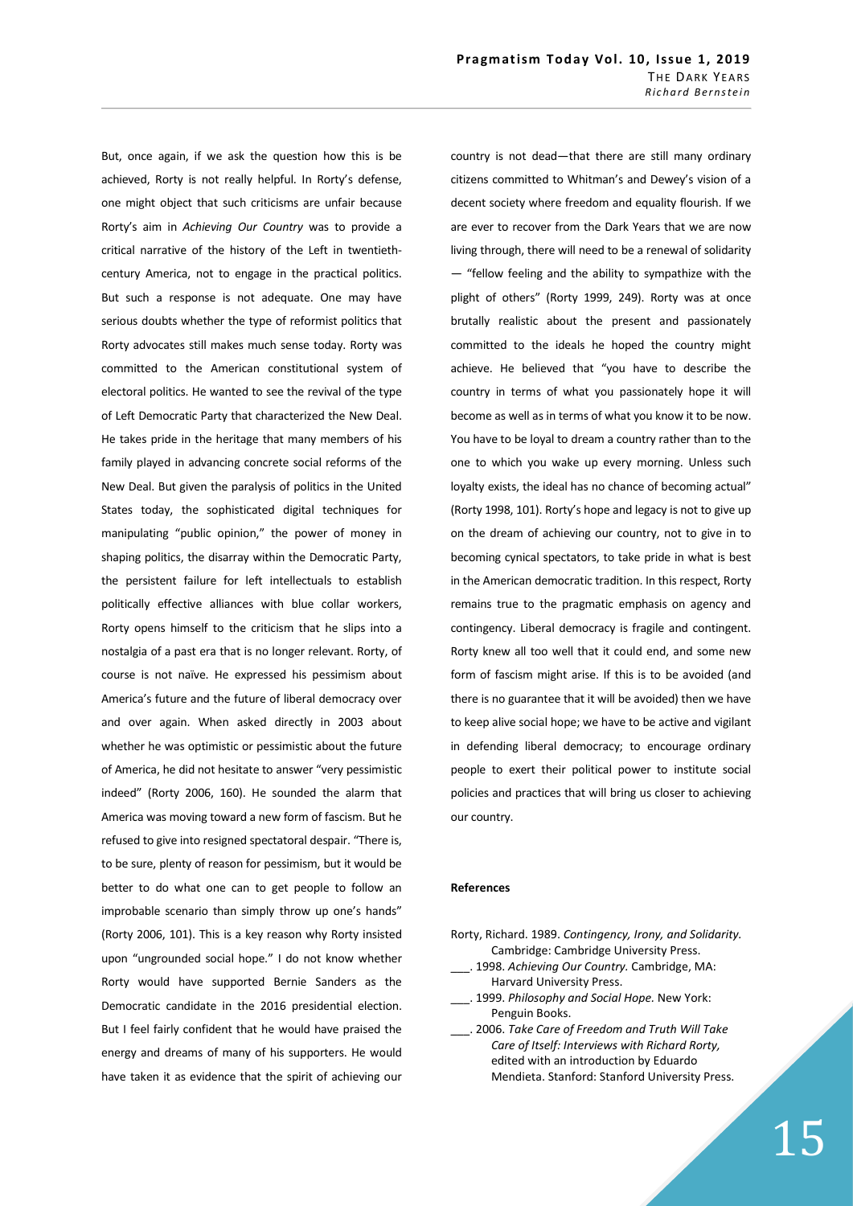But, once again, if we ask the question how this is be achieved, Rorty is not really helpful. In Rorty's defense, one might object that such criticisms are unfair because Rorty's aim in *Achieving Our Country* was to provide a critical narrative of the history of the Left in twentieth-century America, not to engage in the practical politics. But such a response is not adequate. One may have serious doubts whether the type of reformist politics that Rorty advocates still makes much sense today. Rorty was committed to the American constitutional system of electoral politics. He wanted to see the revival of the type of Left Democratic Party that characterized the New Deal. He takes pride in the heritage that many members of his family played in advancing concrete social reforms of the New Deal. But given the paralysis of politics in the United States today, the sophisticated digital techniques for manipulating "public opinion," the power of money in shaping politics, the disarray within the Democratic Party, the persistent failure for left intellectuals to establish politically effective alliances with blue collar workers, Rorty opens himself to the criticism that he slips into a nostalgia of a past era that is no longer relevant. Rorty, of course is not naïve. He expressed his pessimism about America's future and the future of liberal democracy over and over again. When asked directly in 2003 about whether he was optimistic or pessimistic about the future of America, he did not hesitate to answer "very pessimistic indeed" (Rorty 2006, 160). He sounded the alarm that America was moving toward a new form of fascism. But he refused to give into resigned spectatoral despair. "There is, to be sure, plenty of reason for pessimism, but it would be better to do what one can to get people to follow an improbable scenario than simply throw up one's hands" (Rorty 2006, 101). This is a key reason why Rorty insisted upon "ungrounded social hope." I do not know whether Rorty would have supported Bernie Sanders as the Democratic candidate in the 2016 presidential election. But I feel fairly confident that he would have praised the energy and dreams of many of his supporters. He would have taken it as evidence that the spirit of achieving our country is not dead—that there are still many ordinary citizens committed to Whitman's and Dewey's vision of a decent society where freedom and equality flourish. If we are ever to recover from the Dark Years that we are now living through, there will need to be a renewal of solidarity — "fellow feeling and the ability to sympathize with the plight of others" (Rorty 1999, 249). Rorty was at once brutally realistic about the present and passionately committed to the ideals he hoped the country might achieve. He believed that "you have to describe the country in terms of what you passionately hope it will become as well as in terms of what you know it to be now. You have to be loyal to dream a country rather than to the one to which you wake up every morning. Unless such loyalty exists, the ideal has no chance of becoming actual" (Rorty 1998, 101). Rorty's hope and legacy is not to give up on the dream of achieving our country, not to give in to becoming cynical spectators, to take pride in what is best in the American democratic tradition. In this respect, Rorty remains true to the pragmatic emphasis on agency and contingency. Liberal democracy is fragile and contingent. Rorty knew all too well that it could end, and some new form of fascism might arise. If this is to be avoided (and there is no guarantee that it will be avoided) then we have to keep alive social hope; we have to be active and vigilant in defending liberal democracy; to encourage ordinary people to exert their political power to institute social policies and practices that will bring us closer to achieving our country.

**References**

Rorty, Richard. 1989. *Contingency, Irony, and Solidarity.* Cambridge: Cambridge University Press.

___. 1998. *Achieving Our Country.* Cambridge, MA: Harvard University Press.

___. 1999. *Philosophy and Social Hope.* New York: Penguin Books.

___. 2006. *Take Care of Freedom and Truth Will Take Care of Itself: Interviews with Richard Rorty,* edited with an introduction by Eduardo Mendieta. Stanford: Stanford University Press.